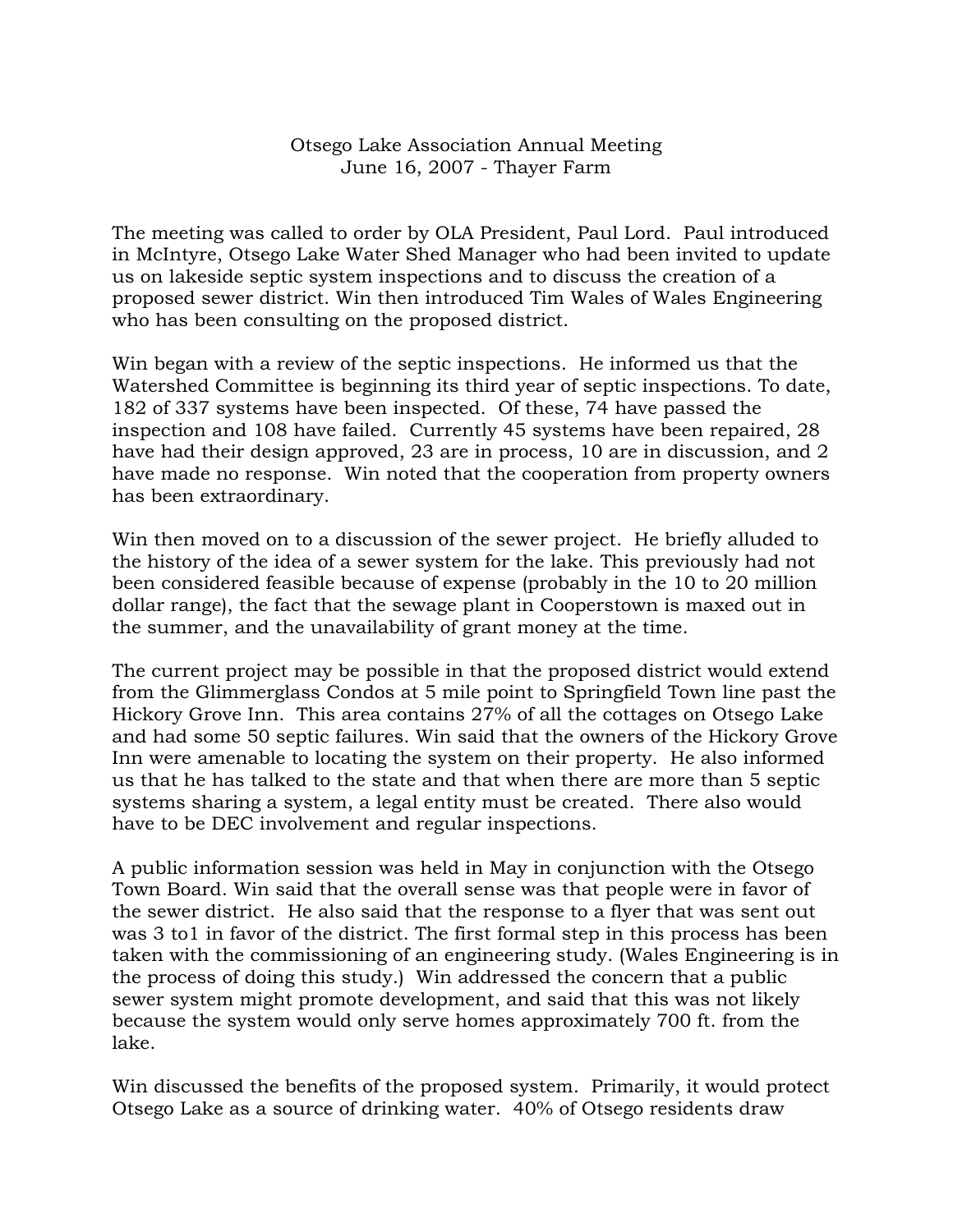Otsego Lake Association Annual Meeting
June 16, 2007 - Thayer Farm

The meeting was called to order by OLA President, Paul Lord. Paul introduced in McIntyre, Otsego Lake Water Shed Manager who had been invited to update us on lakeside septic system inspections and to discuss the creation of a proposed sewer district. Win then introduced Tim Wales of Wales Engineering who has been consulting on the proposed district.

Win began with a review of the septic inspections. He informed us that the Watershed Committee is beginning its third year of septic inspections. To date, 182 of 337 systems have been inspected. Of these, 74 have passed the inspection and 108 have failed. Currently 45 systems have been repaired, 28 have had their design approved, 23 are in process, 10 are in discussion, and 2 have made no response. Win noted that the cooperation from property owners has been extraordinary.

Win then moved on to a discussion of the sewer project. He briefly alluded to the history of the idea of a sewer system for the lake. This previously had not been considered feasible because of expense (probably in the 10 to 20 million dollar range), the fact that the sewage plant in Cooperstown is maxed out in the summer, and the unavailability of grant money at the time.

The current project may be possible in that the proposed district would extend from the Glimmerglass Condos at 5 mile point to Springfield Town line past the Hickory Grove Inn. This area contains 27% of all the cottages on Otsego Lake and had some 50 septic failures. Win said that the owners of the Hickory Grove Inn were amenable to locating the system on their property. He also informed us that he has talked to the state and that when there are more than 5 septic systems sharing a system, a legal entity must be created. There also would have to be DEC involvement and regular inspections.

A public information session was held in May in conjunction with the Otsego Town Board. Win said that the overall sense was that people were in favor of the sewer district. He also said that the response to a flyer that was sent out was 3 to1 in favor of the district. The first formal step in this process has been taken with the commissioning of an engineering study. (Wales Engineering is in the process of doing this study.) Win addressed the concern that a public sewer system might promote development, and said that this was not likely because the system would only serve homes approximately 700 ft. from the lake.

Win discussed the benefits of the proposed system. Primarily, it would protect Otsego Lake as a source of drinking water. 40% of Otsego residents draw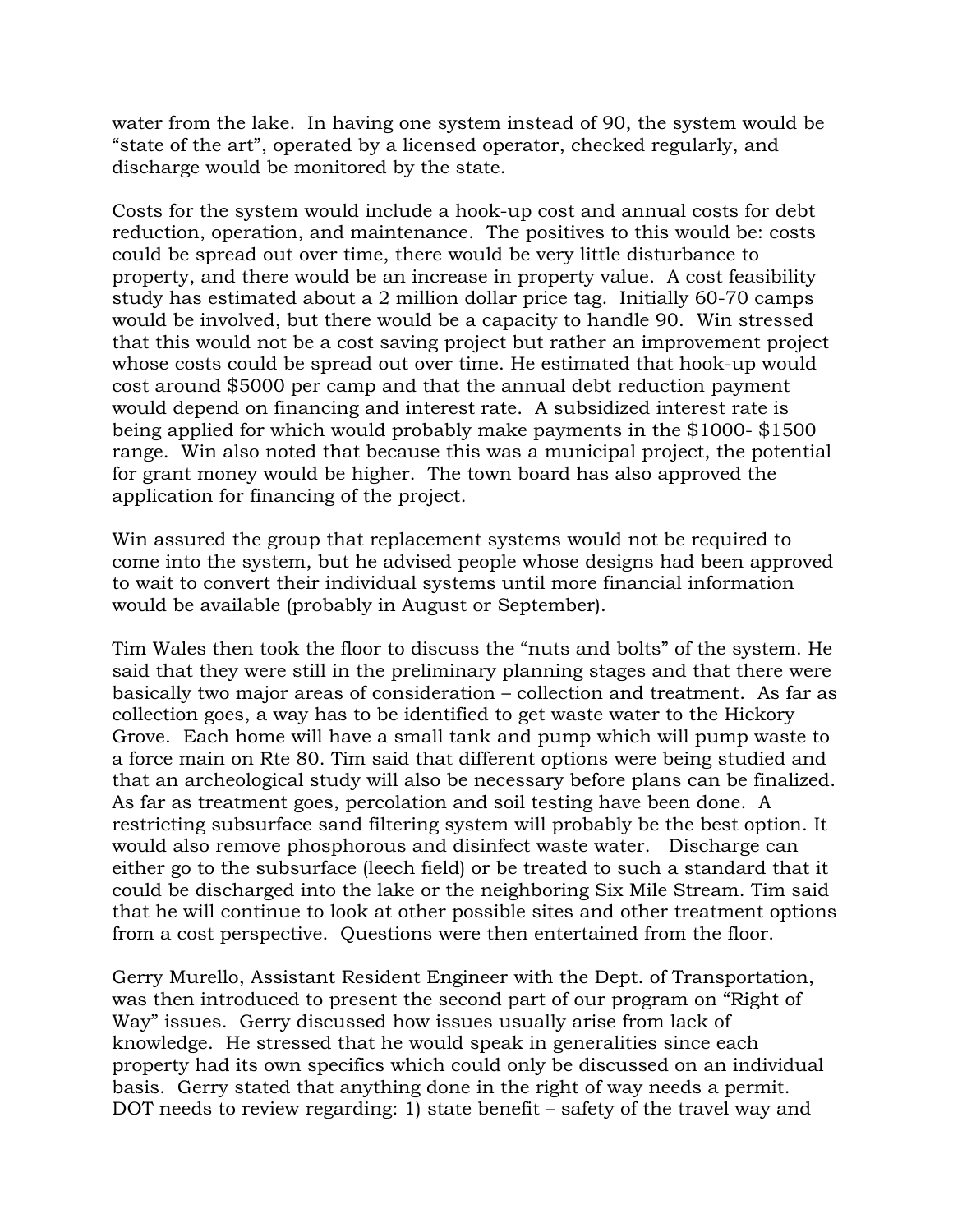water from the lake. In having one system instead of 90, the system would be "state of the art", operated by a licensed operator, checked regularly, and discharge would be monitored by the state.

Costs for the system would include a hook-up cost and annual costs for debt reduction, operation, and maintenance. The positives to this would be: costs could be spread out over time, there would be very little disturbance to property, and there would be an increase in property value. A cost feasibility study has estimated about a 2 million dollar price tag. Initially 60-70 camps would be involved, but there would be a capacity to handle 90. Win stressed that this would not be a cost saving project but rather an improvement project whose costs could be spread out over time. He estimated that hook-up would cost around $5000 per camp and that the annual debt reduction payment would depend on financing and interest rate. A subsidized interest rate is being applied for which would probably make payments in the $1000- $1500 range. Win also noted that because this was a municipal project, the potential for grant money would be higher. The town board has also approved the application for financing of the project.

Win assured the group that replacement systems would not be required to come into the system, but he advised people whose designs had been approved to wait to convert their individual systems until more financial information would be available (probably in August or September).

Tim Wales then took the floor to discuss the "nuts and bolts" of the system. He said that they were still in the preliminary planning stages and that there were basically two major areas of consideration – collection and treatment. As far as collection goes, a way has to be identified to get waste water to the Hickory Grove. Each home will have a small tank and pump which will pump waste to a force main on Rte 80. Tim said that different options were being studied and that an archeological study will also be necessary before plans can be finalized. As far as treatment goes, percolation and soil testing have been done. A restricting subsurface sand filtering system will probably be the best option. It would also remove phosphorous and disinfect waste water. Discharge can either go to the subsurface (leech field) or be treated to such a standard that it could be discharged into the lake or the neighboring Six Mile Stream. Tim said that he will continue to look at other possible sites and other treatment options from a cost perspective. Questions were then entertained from the floor.

Gerry Murello, Assistant Resident Engineer with the Dept. of Transportation, was then introduced to present the second part of our program on "Right of Way" issues. Gerry discussed how issues usually arise from lack of knowledge. He stressed that he would speak in generalities since each property had its own specifics which could only be discussed on an individual basis. Gerry stated that anything done in the right of way needs a permit. DOT needs to review regarding: 1) state benefit – safety of the travel way and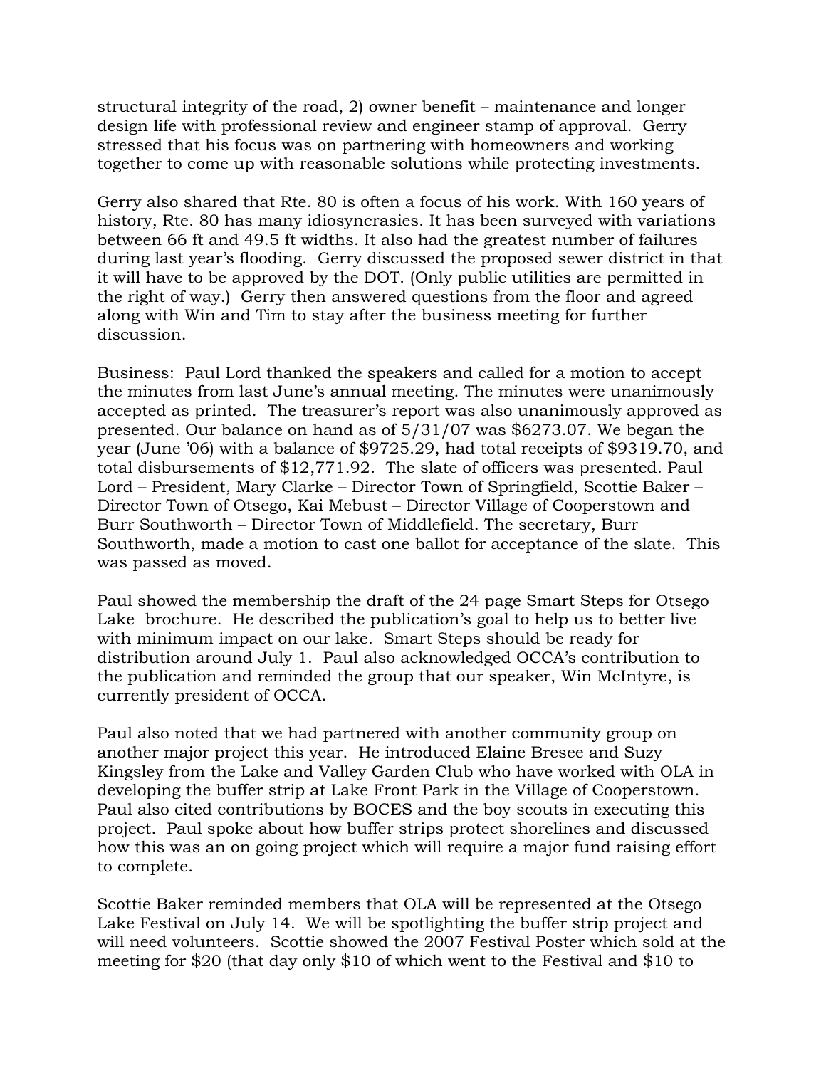structural integrity of the road, 2) owner benefit – maintenance and longer design life with professional review and engineer stamp of approval. Gerry stressed that his focus was on partnering with homeowners and working together to come up with reasonable solutions while protecting investments.

Gerry also shared that Rte. 80 is often a focus of his work. With 160 years of history, Rte. 80 has many idiosyncrasies. It has been surveyed with variations between 66 ft and 49.5 ft widths. It also had the greatest number of failures during last year's flooding. Gerry discussed the proposed sewer district in that it will have to be approved by the DOT. (Only public utilities are permitted in the right of way.) Gerry then answered questions from the floor and agreed along with Win and Tim to stay after the business meeting for further discussion.

Business: Paul Lord thanked the speakers and called for a motion to accept the minutes from last June's annual meeting. The minutes were unanimously accepted as printed. The treasurer's report was also unanimously approved as presented. Our balance on hand as of 5/31/07 was $6273.07. We began the year (June '06) with a balance of $9725.29, had total receipts of $9319.70, and total disbursements of $12,771.92. The slate of officers was presented. Paul Lord – President, Mary Clarke – Director Town of Springfield, Scottie Baker – Director Town of Otsego, Kai Mebust – Director Village of Cooperstown and Burr Southworth – Director Town of Middlefield. The secretary, Burr Southworth, made a motion to cast one ballot for acceptance of the slate. This was passed as moved.

Paul showed the membership the draft of the 24 page Smart Steps for Otsego Lake brochure. He described the publication's goal to help us to better live with minimum impact on our lake. Smart Steps should be ready for distribution around July 1. Paul also acknowledged OCCA's contribution to the publication and reminded the group that our speaker, Win McIntyre, is currently president of OCCA.

Paul also noted that we had partnered with another community group on another major project this year. He introduced Elaine Bresee and Suzy Kingsley from the Lake and Valley Garden Club who have worked with OLA in developing the buffer strip at Lake Front Park in the Village of Cooperstown. Paul also cited contributions by BOCES and the boy scouts in executing this project. Paul spoke about how buffer strips protect shorelines and discussed how this was an on going project which will require a major fund raising effort to complete.

Scottie Baker reminded members that OLA will be represented at the Otsego Lake Festival on July 14. We will be spotlighting the buffer strip project and will need volunteers. Scottie showed the 2007 Festival Poster which sold at the meeting for $20 (that day only $10 of which went to the Festival and $10 to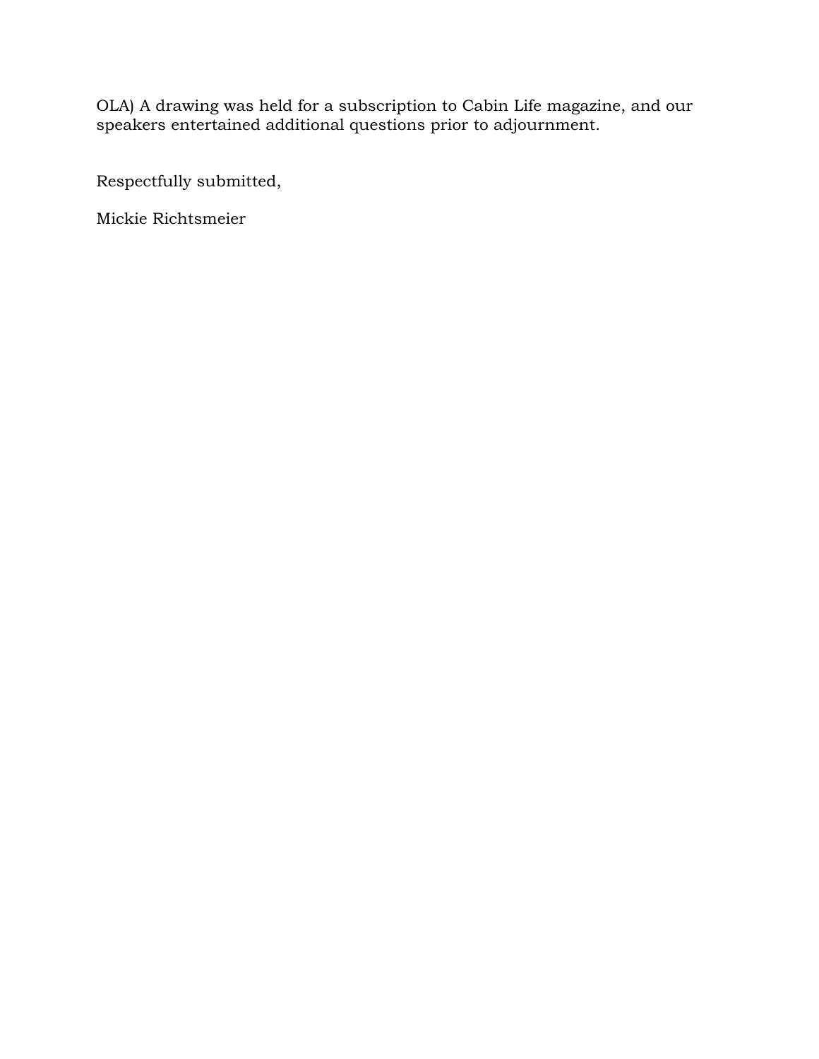OLA) A drawing was held for a subscription to Cabin Life magazine, and our speakers entertained additional questions prior to adjournment.

Respectfully submitted,

Mickie Richtsmeier